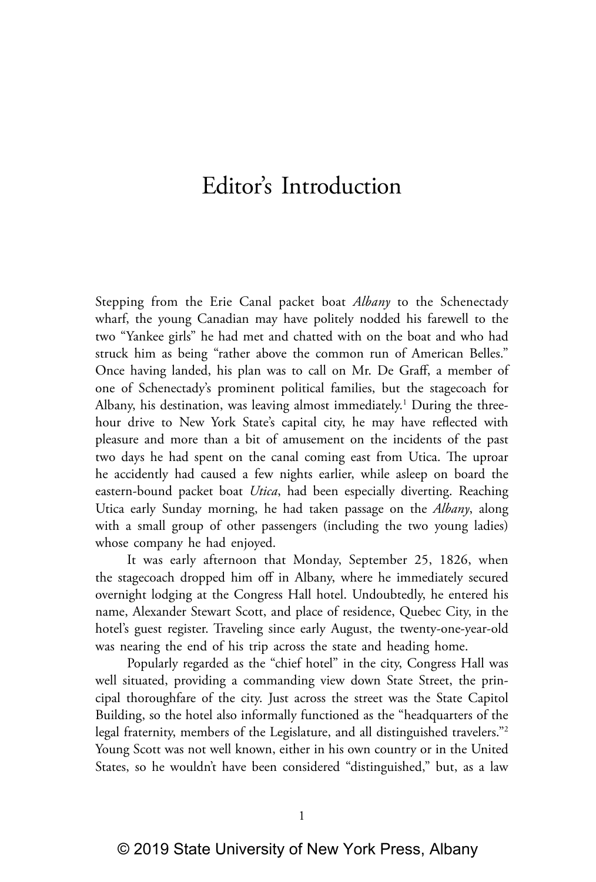# Editor's Introduction

Stepping from the Erie Canal packet boat *Albany* to the Schenectady wharf, the young Canadian may have politely nodded his farewell to the two "Yankee girls" he had met and chatted with on the boat and who had struck him as being "rather above the common run of American Belles." Once having landed, his plan was to call on Mr. De Graff, a member of one of Schenectady's prominent political families, but the stagecoach for Albany, his destination, was leaving almost immediately.[1] During the three-hour drive to New York State's capital city, he may have reflected with pleasure and more than a bit of amusement on the incidents of the past two days he had spent on the canal coming east from Utica. The uproar he accidently had caused a few nights earlier, while asleep on board the eastern-bound packet boat *Utica*, had been especially diverting. Reaching Utica early Sunday morning, he had taken passage on the *Albany*, along with a small group of other passengers (including the two young ladies) whose company he had enjoyed.

It was early afternoon that Monday, September 25, 1826, when the stagecoach dropped him off in Albany, where he immediately secured overnight lodging at the Congress Hall hotel. Undoubtedly, he entered his name, Alexander Stewart Scott, and place of residence, Quebec City, in the hotel's guest register. Traveling since early August, the twenty-one-year-old was nearing the end of his trip across the state and heading home.

Popularly regarded as the "chief hotel" in the city, Congress Hall was well situated, providing a commanding view down State Street, the principal thoroughfare of the city. Just across the street was the State Capitol Building, so the hotel also informally functioned as the "headquarters of the legal fraternity, members of the Legislature, and all distinguished travelers."[2] Young Scott was not well known, either in his own country or in the United States, so he wouldn't have been considered "distinguished," but, as a law

© 2019 State University of New York Press, Albany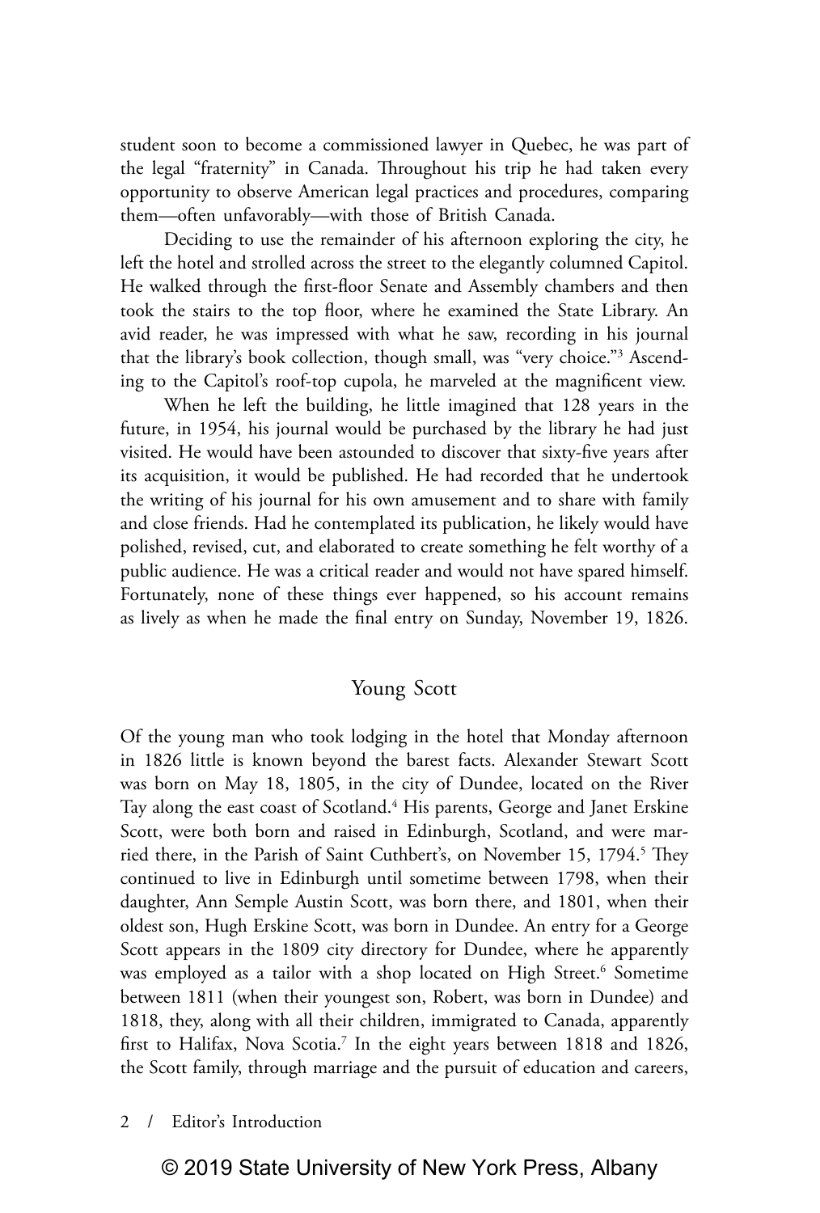student soon to become a commissioned lawyer in Quebec, he was part of the legal "fraternity" in Canada. Throughout his trip he had taken every opportunity to observe American legal practices and procedures, comparing them—often unfavorably—with those of British Canada.

Deciding to use the remainder of his afternoon exploring the city, he left the hotel and strolled across the street to the elegantly columned Capitol. He walked through the first-floor Senate and Assembly chambers and then took the stairs to the top floor, where he examined the State Library. An avid reader, he was impressed with what he saw, recording in his journal that the library's book collection, though small, was "very choice."[3] Ascending to the Capitol's roof-top cupola, he marveled at the magnificent view.

When he left the building, he little imagined that 128 years in the future, in 1954, his journal would be purchased by the library he had just visited. He would have been astounded to discover that sixty-five years after its acquisition, it would be published. He had recorded that he undertook the writing of his journal for his own amusement and to share with family and close friends. Had he contemplated its publication, he likely would have polished, revised, cut, and elaborated to create something he felt worthy of a public audience. He was a critical reader and would not have spared himself. Fortunately, none of these things ever happened, so his account remains as lively as when he made the final entry on Sunday, November 19, 1826.

## Young Scott

Of the young man who took lodging in the hotel that Monday afternoon in 1826 little is known beyond the barest facts. Alexander Stewart Scott was born on May 18, 1805, in the city of Dundee, located on the River Tay along the east coast of Scotland.[4] His parents, George and Janet Erskine Scott, were both born and raised in Edinburgh, Scotland, and were married there, in the Parish of Saint Cuthbert's, on November 15, 1794.[5] They continued to live in Edinburgh until sometime between 1798, when their daughter, Ann Semple Austin Scott, was born there, and 1801, when their oldest son, Hugh Erskine Scott, was born in Dundee. An entry for a George Scott appears in the 1809 city directory for Dundee, where he apparently was employed as a tailor with a shop located on High Street.[6] Sometime between 1811 (when their youngest son, Robert, was born in Dundee) and 1818, they, along with all their children, immigrated to Canada, apparently first to Halifax, Nova Scotia.[7] In the eight years between 1818 and 1826, the Scott family, through marriage and the pursuit of education and careers,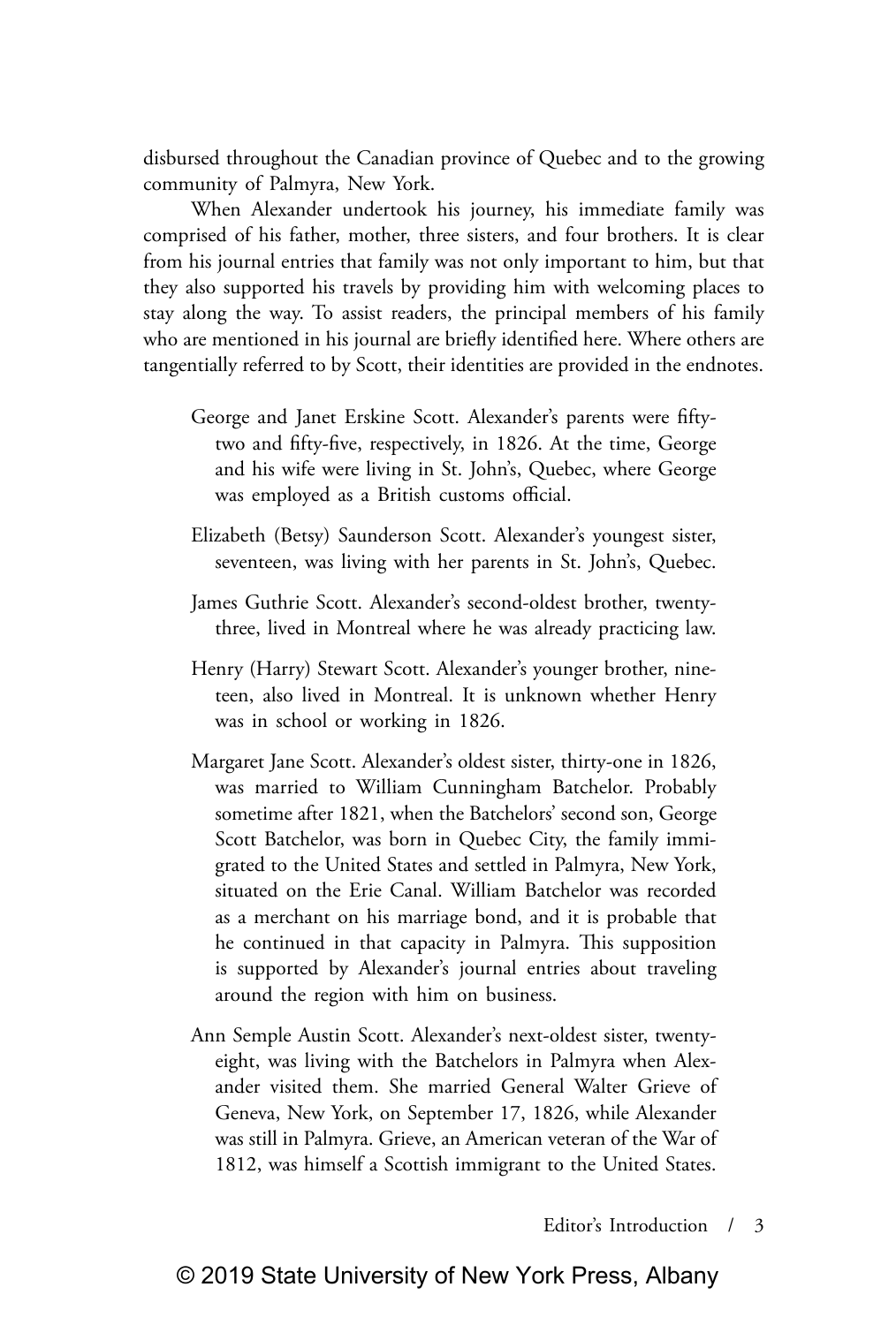disbursed throughout the Canadian province of Quebec and to the growing community of Palmyra, New York.

When Alexander undertook his journey, his immediate family was comprised of his father, mother, three sisters, and four brothers. It is clear from his journal entries that family was not only important to him, but that they also supported his travels by providing him with welcoming places to stay along the way. To assist readers, the principal members of his family who are mentioned in his journal are briefly identified here. Where others are tangentially referred to by Scott, their identities are provided in the endnotes.

George and Janet Erskine Scott. Alexander's parents were fifty-two and fifty-five, respectively, in 1826. At the time, George and his wife were living in St. John's, Quebec, where George was employed as a British customs official.

Elizabeth (Betsy) Saunderson Scott. Alexander's youngest sister, seventeen, was living with her parents in St. John's, Quebec.

James Guthrie Scott. Alexander's second-oldest brother, twenty-three, lived in Montreal where he was already practicing law.

Henry (Harry) Stewart Scott. Alexander's younger brother, nineteen, also lived in Montreal. It is unknown whether Henry was in school or working in 1826.

Margaret Jane Scott. Alexander's oldest sister, thirty-one in 1826, was married to William Cunningham Batchelor. Probably sometime after 1821, when the Batchelors' second son, George Scott Batchelor, was born in Quebec City, the family immigrated to the United States and settled in Palmyra, New York, situated on the Erie Canal. William Batchelor was recorded as a merchant on his marriage bond, and it is probable that he continued in that capacity in Palmyra. This supposition is supported by Alexander's journal entries about traveling around the region with him on business.

Ann Semple Austin Scott. Alexander's next-oldest sister, twenty-eight, was living with the Batchelors in Palmyra when Alexander visited them. She married General Walter Grieve of Geneva, New York, on September 17, 1826, while Alexander was still in Palmyra. Grieve, an American veteran of the War of 1812, was himself a Scottish immigrant to the United States.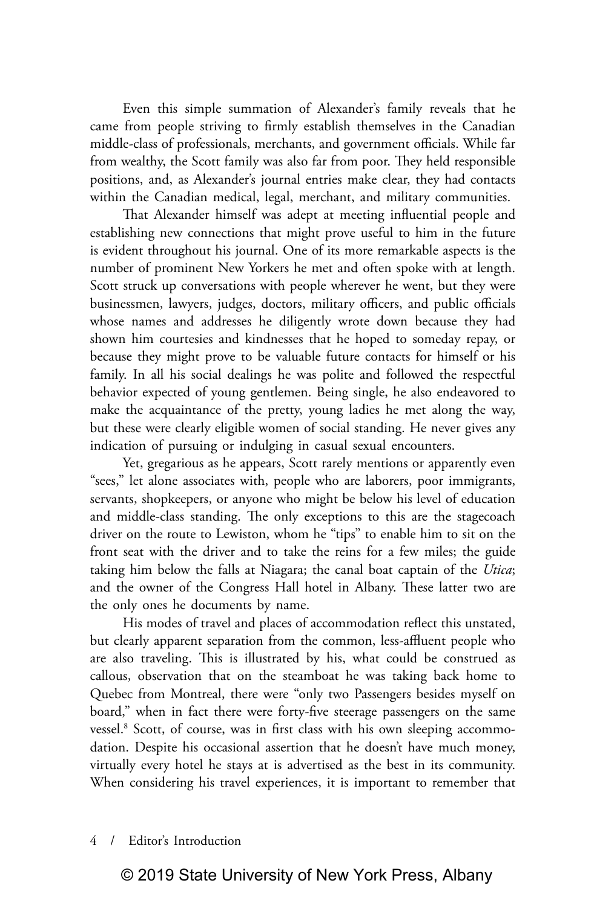Even this simple summation of Alexander's family reveals that he came from people striving to firmly establish themselves in the Canadian middle-class of professionals, merchants, and government officials. While far from wealthy, the Scott family was also far from poor. They held responsible positions, and, as Alexander's journal entries make clear, they had contacts within the Canadian medical, legal, merchant, and military communities.

That Alexander himself was adept at meeting influential people and establishing new connections that might prove useful to him in the future is evident throughout his journal. One of its more remarkable aspects is the number of prominent New Yorkers he met and often spoke with at length. Scott struck up conversations with people wherever he went, but they were businessmen, lawyers, judges, doctors, military officers, and public officials whose names and addresses he diligently wrote down because they had shown him courtesies and kindnesses that he hoped to someday repay, or because they might prove to be valuable future contacts for himself or his family. In all his social dealings he was polite and followed the respectful behavior expected of young gentlemen. Being single, he also endeavored to make the acquaintance of the pretty, young ladies he met along the way, but these were clearly eligible women of social standing. He never gives any indication of pursuing or indulging in casual sexual encounters.

Yet, gregarious as he appears, Scott rarely mentions or apparently even "sees," let alone associates with, people who are laborers, poor immigrants, servants, shopkeepers, or anyone who might be below his level of education and middle-class standing. The only exceptions to this are the stagecoach driver on the route to Lewiston, whom he "tips" to enable him to sit on the front seat with the driver and to take the reins for a few miles; the guide taking him below the falls at Niagara; the canal boat captain of the *Utica*; and the owner of the Congress Hall hotel in Albany. These latter two are the only ones he documents by name.

His modes of travel and places of accommodation reflect this unstated, but clearly apparent separation from the common, less-affluent people who are also traveling. This is illustrated by his, what could be construed as callous, observation that on the steamboat he was taking back home to Quebec from Montreal, there were "only two Passengers besides myself on board," when in fact there were forty-five steerage passengers on the same vessel.[8] Scott, of course, was in first class with his own sleeping accommodation. Despite his occasional assertion that he doesn't have much money, virtually every hotel he stays at is advertised as the best in its community. When considering his travel experiences, it is important to remember that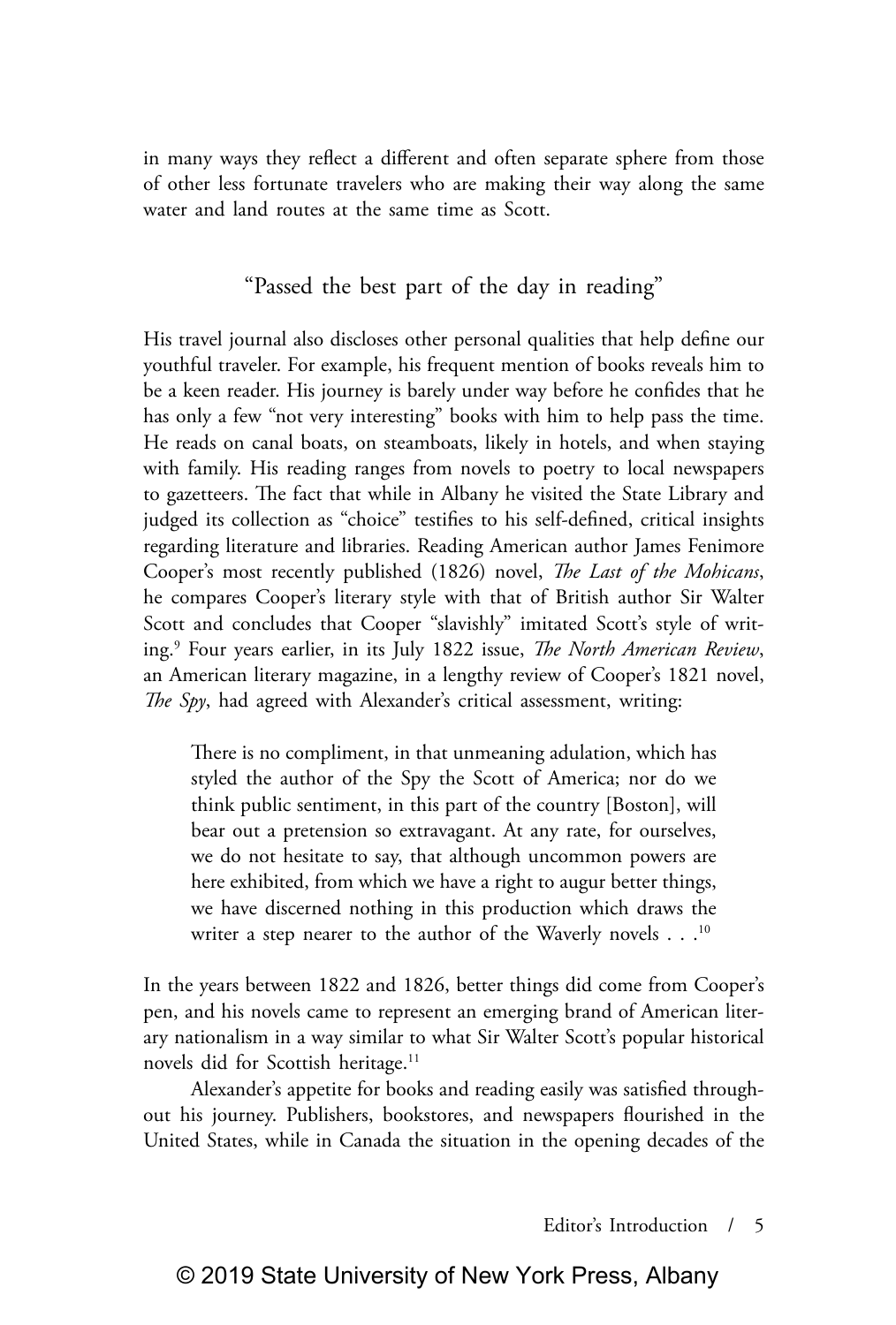in many ways they reflect a different and often separate sphere from those of other less fortunate travelers who are making their way along the same water and land routes at the same time as Scott.

## "Passed the best part of the day in reading"

His travel journal also discloses other personal qualities that help define our youthful traveler. For example, his frequent mention of books reveals him to be a keen reader. His journey is barely under way before he confides that he has only a few "not very interesting" books with him to help pass the time. He reads on canal boats, on steamboats, likely in hotels, and when staying with family. His reading ranges from novels to poetry to local newspapers to gazetteers. The fact that while in Albany he visited the State Library and judged its collection as "choice" testifies to his self-defined, critical insights regarding literature and libraries. Reading American author James Fenimore Cooper's most recently published (1826) novel, *The Last of the Mohicans*, he compares Cooper's literary style with that of British author Sir Walter Scott and concludes that Cooper "slavishly" imitated Scott's style of writing.[9] Four years earlier, in its July 1822 issue, *The North American Review*, an American literary magazine, in a lengthy review of Cooper's 1821 novel, *The Spy*, had agreed with Alexander's critical assessment, writing:

> There is no compliment, in that unmeaning adulation, which has styled the author of the Spy the Scott of America; nor do we think public sentiment, in this part of the country [Boston], will bear out a pretension so extravagant. At any rate, for ourselves, we do not hesitate to say, that although uncommon powers are here exhibited, from which we have a right to augur better things, we have discerned nothing in this production which draws the writer a step nearer to the author of the Waverly novels . . .[10]

In the years between 1822 and 1826, better things did come from Cooper's pen, and his novels came to represent an emerging brand of American literary nationalism in a way similar to what Sir Walter Scott's popular historical novels did for Scottish heritage.[11]

Alexander's appetite for books and reading easily was satisfied throughout his journey. Publishers, bookstores, and newspapers flourished in the United States, while in Canada the situation in the opening decades of the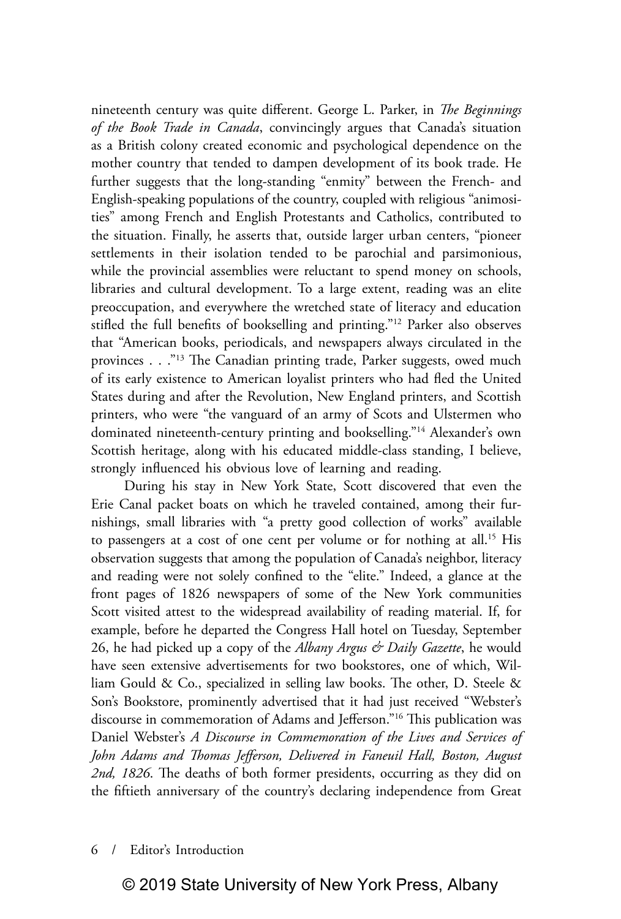nineteenth century was quite different. George L. Parker, in *The Beginnings of the Book Trade in Canada*, convincingly argues that Canada's situation as a British colony created economic and psychological dependence on the mother country that tended to dampen development of its book trade. He further suggests that the long-standing "enmity" between the French- and English-speaking populations of the country, coupled with religious "animosities" among French and English Protestants and Catholics, contributed to the situation. Finally, he asserts that, outside larger urban centers, "pioneer settlements in their isolation tended to be parochial and parsimonious, while the provincial assemblies were reluctant to spend money on schools, libraries and cultural development. To a large extent, reading was an elite preoccupation, and everywhere the wretched state of literacy and education stifled the full benefits of bookselling and printing."[12] Parker also observes that "American books, periodicals, and newspapers always circulated in the provinces . . ."[13] The Canadian printing trade, Parker suggests, owed much of its early existence to American loyalist printers who had fled the United States during and after the Revolution, New England printers, and Scottish printers, who were "the vanguard of an army of Scots and Ulstermen who dominated nineteenth-century printing and bookselling."[14] Alexander's own Scottish heritage, along with his educated middle-class standing, I believe, strongly influenced his obvious love of learning and reading.

During his stay in New York State, Scott discovered that even the Erie Canal packet boats on which he traveled contained, among their furnishings, small libraries with "a pretty good collection of works" available to passengers at a cost of one cent per volume or for nothing at all.[15] His observation suggests that among the population of Canada's neighbor, literacy and reading were not solely confined to the "elite." Indeed, a glance at the front pages of 1826 newspapers of some of the New York communities Scott visited attest to the widespread availability of reading material. If, for example, before he departed the Congress Hall hotel on Tuesday, September 26, he had picked up a copy of the *Albany Argus & Daily Gazette*, he would have seen extensive advertisements for two bookstores, one of which, William Gould & Co., specialized in selling law books. The other, D. Steele & Son's Bookstore, prominently advertised that it had just received "Webster's discourse in commemoration of Adams and Jefferson."[16] This publication was Daniel Webster's *A Discourse in Commemoration of the Lives and Services of John Adams and Thomas Jefferson, Delivered in Faneuil Hall, Boston, August 2nd, 1826*. The deaths of both former presidents, occurring as they did on the fiftieth anniversary of the country's declaring independence from Great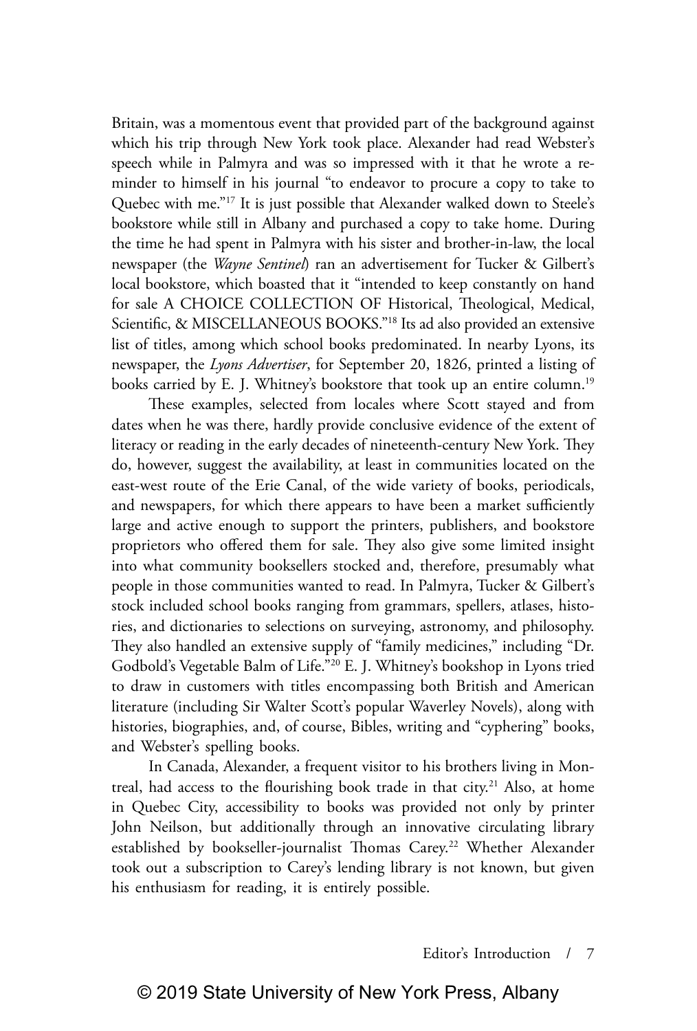Britain, was a momentous event that provided part of the background against which his trip through New York took place. Alexander had read Webster's speech while in Palmyra and was so impressed with it that he wrote a reminder to himself in his journal "to endeavor to procure a copy to take to Quebec with me."[17] It is just possible that Alexander walked down to Steele's bookstore while still in Albany and purchased a copy to take home. During the time he had spent in Palmyra with his sister and brother-in-law, the local newspaper (the *Wayne Sentinel*) ran an advertisement for Tucker & Gilbert's local bookstore, which boasted that it "intended to keep constantly on hand for sale A CHOICE COLLECTION OF Historical, Theological, Medical, Scientific, & MISCELLANEOUS BOOKS."[18] Its ad also provided an extensive list of titles, among which school books predominated. In nearby Lyons, its newspaper, the *Lyons Advertiser*, for September 20, 1826, printed a listing of books carried by E. J. Whitney's bookstore that took up an entire column.[19]

These examples, selected from locales where Scott stayed and from dates when he was there, hardly provide conclusive evidence of the extent of literacy or reading in the early decades of nineteenth-century New York. They do, however, suggest the availability, at least in communities located on the east-west route of the Erie Canal, of the wide variety of books, periodicals, and newspapers, for which there appears to have been a market sufficiently large and active enough to support the printers, publishers, and bookstore proprietors who offered them for sale. They also give some limited insight into what community booksellers stocked and, therefore, presumably what people in those communities wanted to read. In Palmyra, Tucker & Gilbert's stock included school books ranging from grammars, spellers, atlases, histories, and dictionaries to selections on surveying, astronomy, and philosophy. They also handled an extensive supply of "family medicines," including "Dr. Godbold's Vegetable Balm of Life."[20] E. J. Whitney's bookshop in Lyons tried to draw in customers with titles encompassing both British and American literature (including Sir Walter Scott's popular Waverley Novels), along with histories, biographies, and, of course, Bibles, writing and "cyphering" books, and Webster's spelling books.

In Canada, Alexander, a frequent visitor to his brothers living in Montreal, had access to the flourishing book trade in that city.[21] Also, at home in Quebec City, accessibility to books was provided not only by printer John Neilson, but additionally through an innovative circulating library established by bookseller-journalist Thomas Carey.[22] Whether Alexander took out a subscription to Carey's lending library is not known, but given his enthusiasm for reading, it is entirely possible.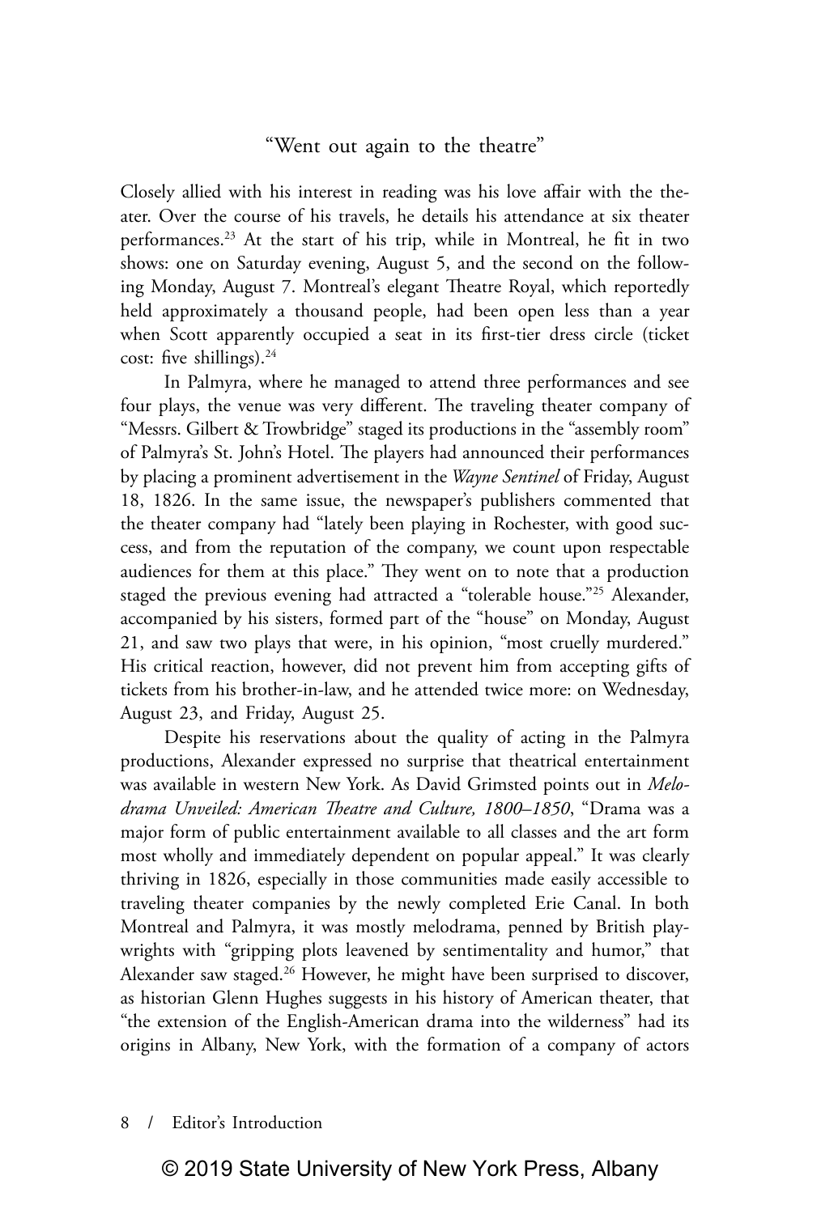## "Went out again to the theatre"

Closely allied with his interest in reading was his love affair with the theater. Over the course of his travels, he details his attendance at six theater performances.[23] At the start of his trip, while in Montreal, he fit in two shows: one on Saturday evening, August 5, and the second on the following Monday, August 7. Montreal's elegant Theatre Royal, which reportedly held approximately a thousand people, had been open less than a year when Scott apparently occupied a seat in its first-tier dress circle (ticket cost: five shillings).[24]

In Palmyra, where he managed to attend three performances and see four plays, the venue was very different. The traveling theater company of "Messrs. Gilbert & Trowbridge" staged its productions in the "assembly room" of Palmyra's St. John's Hotel. The players had announced their performances by placing a prominent advertisement in the *Wayne Sentinel* of Friday, August 18, 1826. In the same issue, the newspaper's publishers commented that the theater company had "lately been playing in Rochester, with good success, and from the reputation of the company, we count upon respectable audiences for them at this place." They went on to note that a production staged the previous evening had attracted a "tolerable house."[25] Alexander, accompanied by his sisters, formed part of the "house" on Monday, August 21, and saw two plays that were, in his opinion, "most cruelly murdered." His critical reaction, however, did not prevent him from accepting gifts of tickets from his brother-in-law, and he attended twice more: on Wednesday, August 23, and Friday, August 25.

Despite his reservations about the quality of acting in the Palmyra productions, Alexander expressed no surprise that theatrical entertainment was available in western New York. As David Grimsted points out in *Melodrama Unveiled: American Theatre and Culture, 1800–1850*, "Drama was a major form of public entertainment available to all classes and the art form most wholly and immediately dependent on popular appeal." It was clearly thriving in 1826, especially in those communities made easily accessible to traveling theater companies by the newly completed Erie Canal. In both Montreal and Palmyra, it was mostly melodrama, penned by British playwrights with "gripping plots leavened by sentimentality and humor," that Alexander saw staged.[26] However, he might have been surprised to discover, as historian Glenn Hughes suggests in his history of American theater, that "the extension of the English-American drama into the wilderness" had its origins in Albany, New York, with the formation of a company of actors

© 2019 State University of New York Press, Albany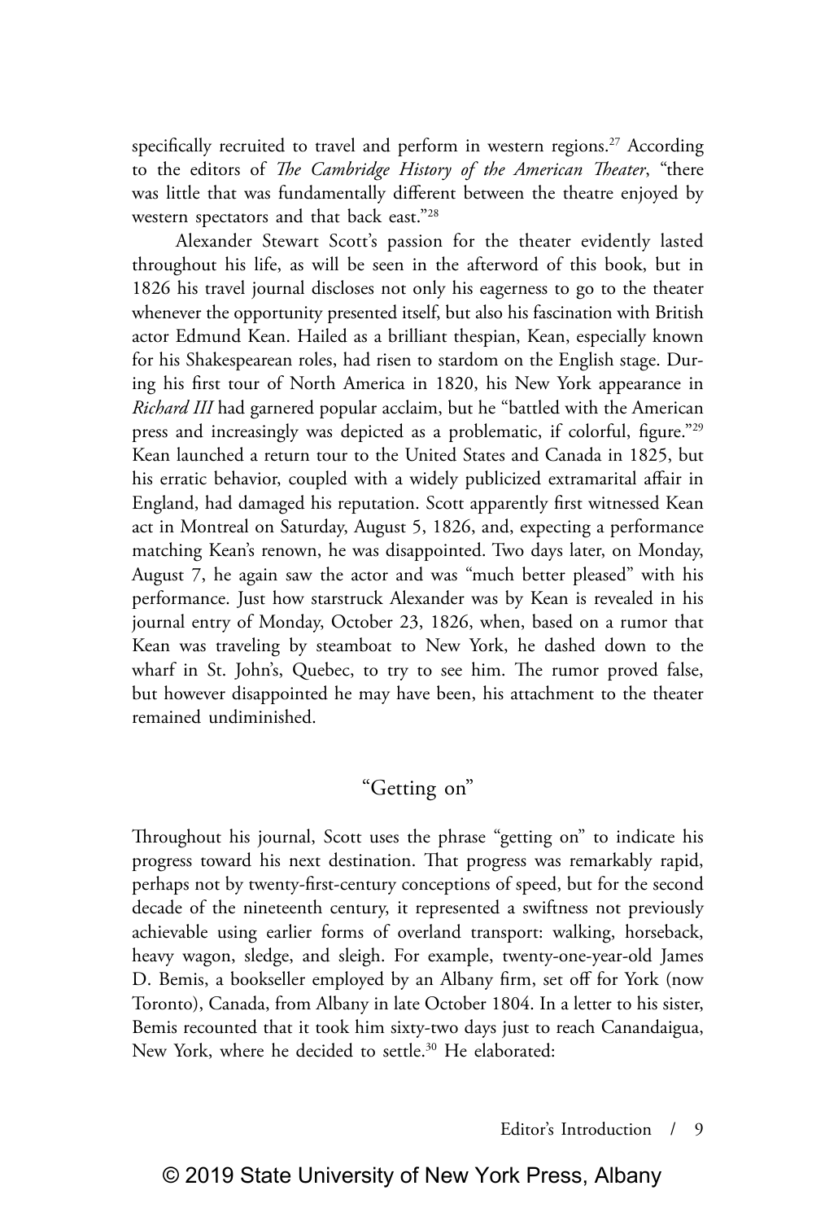specifically recruited to travel and perform in western regions.[27] According to the editors of *The Cambridge History of the American Theater*, "there was little that was fundamentally different between the theatre enjoyed by western spectators and that back east."[28]

Alexander Stewart Scott's passion for the theater evidently lasted throughout his life, as will be seen in the afterword of this book, but in 1826 his travel journal discloses not only his eagerness to go to the theater whenever the opportunity presented itself, but also his fascination with British actor Edmund Kean. Hailed as a brilliant thespian, Kean, especially known for his Shakespearean roles, had risen to stardom on the English stage. During his first tour of North America in 1820, his New York appearance in *Richard III* had garnered popular acclaim, but he "battled with the American press and increasingly was depicted as a problematic, if colorful, figure."[29] Kean launched a return tour to the United States and Canada in 1825, but his erratic behavior, coupled with a widely publicized extramarital affair in England, had damaged his reputation. Scott apparently first witnessed Kean act in Montreal on Saturday, August 5, 1826, and, expecting a performance matching Kean's renown, he was disappointed. Two days later, on Monday, August 7, he again saw the actor and was "much better pleased" with his performance. Just how starstruck Alexander was by Kean is revealed in his journal entry of Monday, October 23, 1826, when, based on a rumor that Kean was traveling by steamboat to New York, he dashed down to the wharf in St. John's, Quebec, to try to see him. The rumor proved false, but however disappointed he may have been, his attachment to the theater remained undiminished.

## "Getting on"

Throughout his journal, Scott uses the phrase "getting on" to indicate his progress toward his next destination. That progress was remarkably rapid, perhaps not by twenty-first-century conceptions of speed, but for the second decade of the nineteenth century, it represented a swiftness not previously achievable using earlier forms of overland transport: walking, horseback, heavy wagon, sledge, and sleigh. For example, twenty-one-year-old James D. Bemis, a bookseller employed by an Albany firm, set off for York (now Toronto), Canada, from Albany in late October 1804. In a letter to his sister, Bemis recounted that it took him sixty-two days just to reach Canandaigua, New York, where he decided to settle.[30] He elaborated: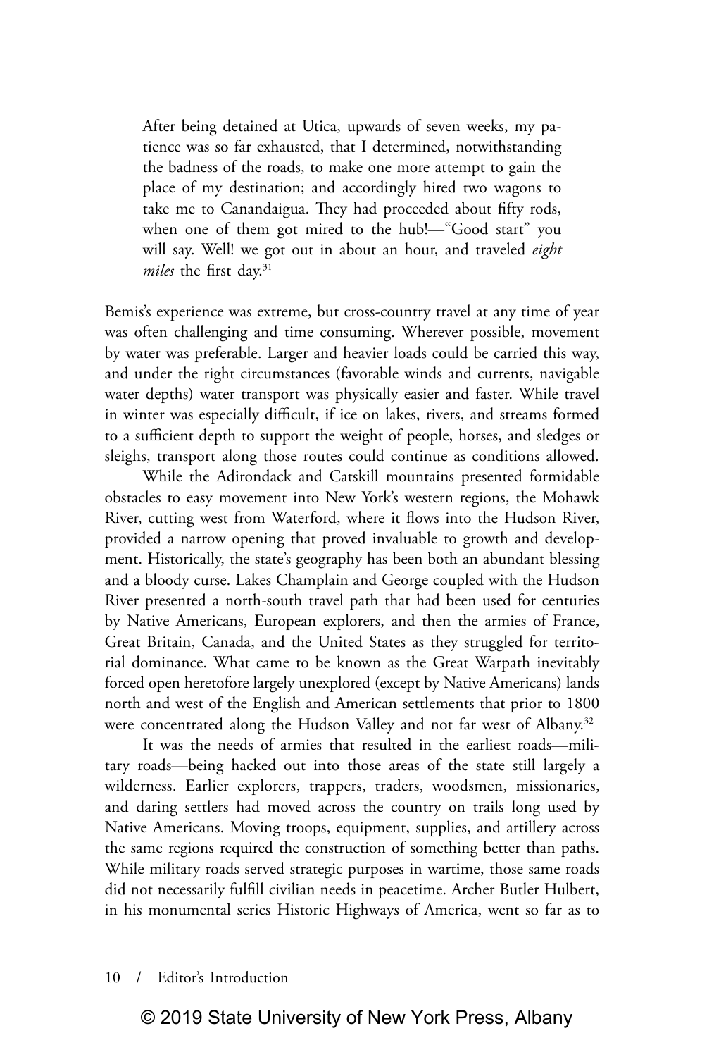> After being detained at Utica, upwards of seven weeks, my patience was so far exhausted, that I determined, notwithstanding the badness of the roads, to make one more attempt to gain the place of my destination; and accordingly hired two wagons to take me to Canandaigua. They had proceeded about fifty rods, when one of them got mired to the hub!—"Good start" you will say. Well! we got out in about an hour, and traveled *eight miles* the first day.[31]

Bemis's experience was extreme, but cross-country travel at any time of year was often challenging and time consuming. Wherever possible, movement by water was preferable. Larger and heavier loads could be carried this way, and under the right circumstances (favorable winds and currents, navigable water depths) water transport was physically easier and faster. While travel in winter was especially difficult, if ice on lakes, rivers, and streams formed to a sufficient depth to support the weight of people, horses, and sledges or sleighs, transport along those routes could continue as conditions allowed.

While the Adirondack and Catskill mountains presented formidable obstacles to easy movement into New York's western regions, the Mohawk River, cutting west from Waterford, where it flows into the Hudson River, provided a narrow opening that proved invaluable to growth and development. Historically, the state's geography has been both an abundant blessing and a bloody curse. Lakes Champlain and George coupled with the Hudson River presented a north-south travel path that had been used for centuries by Native Americans, European explorers, and then the armies of France, Great Britain, Canada, and the United States as they struggled for territorial dominance. What came to be known as the Great Warpath inevitably forced open heretofore largely unexplored (except by Native Americans) lands north and west of the English and American settlements that prior to 1800 were concentrated along the Hudson Valley and not far west of Albany.[32]

It was the needs of armies that resulted in the earliest roads—military roads—being hacked out into those areas of the state still largely a wilderness. Earlier explorers, trappers, traders, woodsmen, missionaries, and daring settlers had moved across the country on trails long used by Native Americans. Moving troops, equipment, supplies, and artillery across the same regions required the construction of something better than paths. While military roads served strategic purposes in wartime, those same roads did not necessarily fulfill civilian needs in peacetime. Archer Butler Hulbert, in his monumental series Historic Highways of America, went so far as to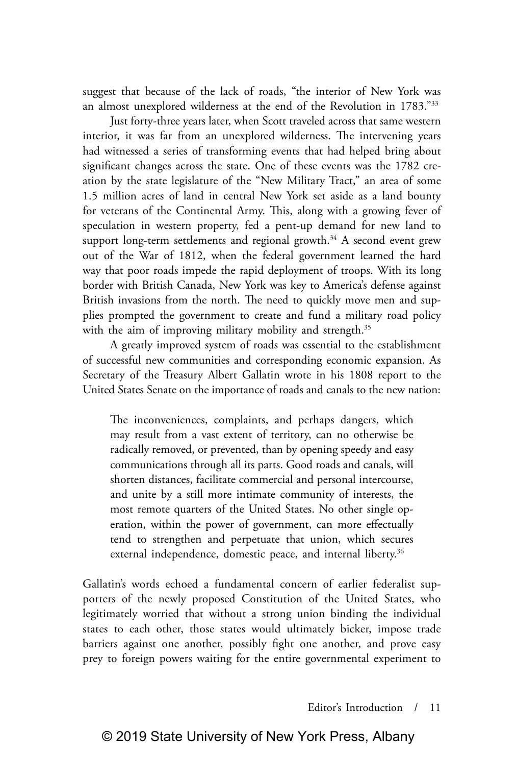suggest that because of the lack of roads, "the interior of New York was an almost unexplored wilderness at the end of the Revolution in 1783."[33]

Just forty-three years later, when Scott traveled across that same western interior, it was far from an unexplored wilderness. The intervening years had witnessed a series of transforming events that had helped bring about significant changes across the state. One of these events was the 1782 creation by the state legislature of the "New Military Tract," an area of some 1.5 million acres of land in central New York set aside as a land bounty for veterans of the Continental Army. This, along with a growing fever of speculation in western property, fed a pent-up demand for new land to support long-term settlements and regional growth.[34] A second event grew out of the War of 1812, when the federal government learned the hard way that poor roads impede the rapid deployment of troops. With its long border with British Canada, New York was key to America's defense against British invasions from the north. The need to quickly move men and supplies prompted the government to create and fund a military road policy with the aim of improving military mobility and strength.[35]

A greatly improved system of roads was essential to the establishment of successful new communities and corresponding economic expansion. As Secretary of the Treasury Albert Gallatin wrote in his 1808 report to the United States Senate on the importance of roads and canals to the new nation:

> The inconveniences, complaints, and perhaps dangers, which may result from a vast extent of territory, can no otherwise be radically removed, or prevented, than by opening speedy and easy communications through all its parts. Good roads and canals, will shorten distances, facilitate commercial and personal intercourse, and unite by a still more intimate community of interests, the most remote quarters of the United States. No other single operation, within the power of government, can more effectually tend to strengthen and perpetuate that union, which secures external independence, domestic peace, and internal liberty.[36]

Gallatin's words echoed a fundamental concern of earlier federalist supporters of the newly proposed Constitution of the United States, who legitimately worried that without a strong union binding the individual states to each other, those states would ultimately bicker, impose trade barriers against one another, possibly fight one another, and prove easy prey to foreign powers waiting for the entire governmental experiment to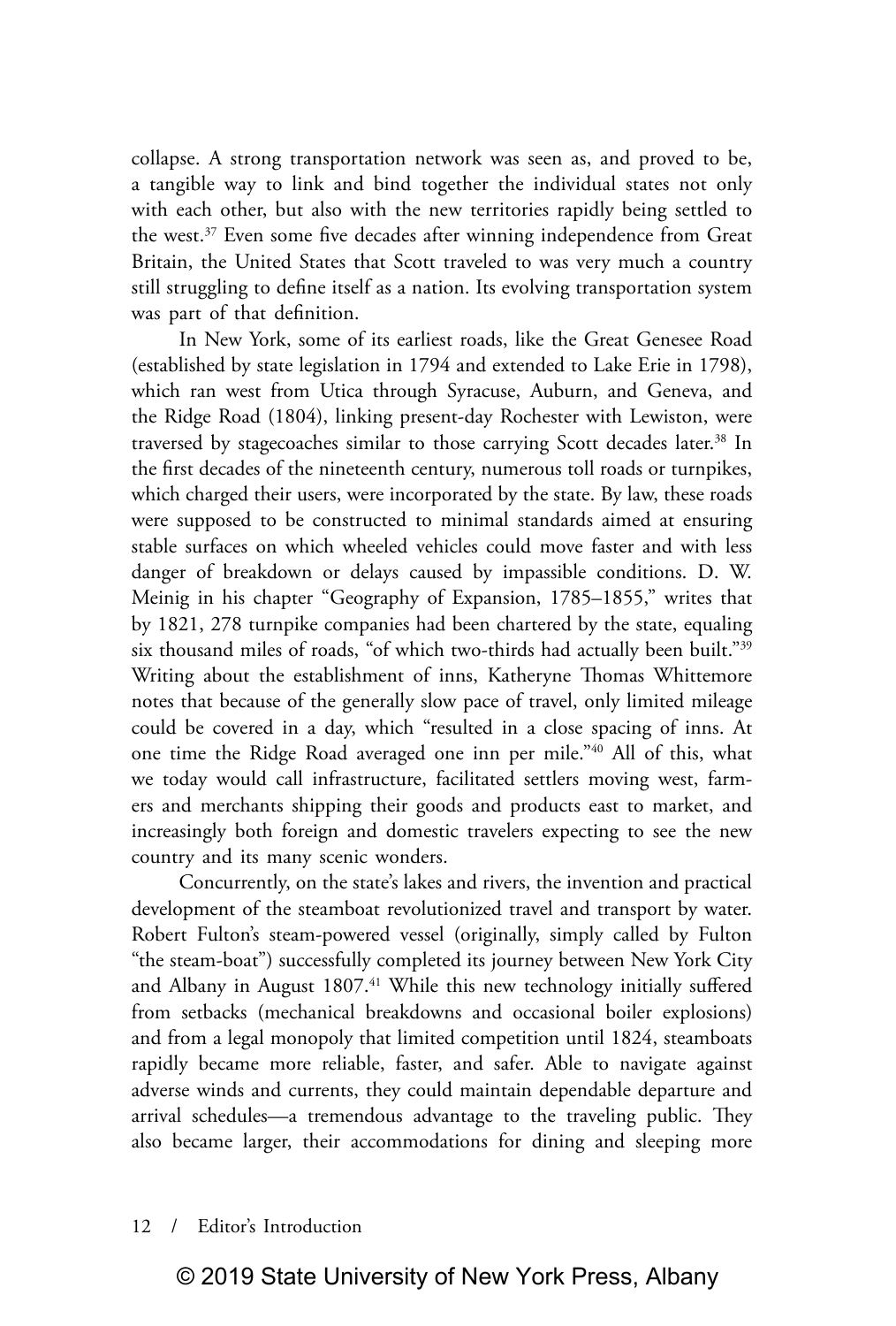collapse. A strong transportation network was seen as, and proved to be, a tangible way to link and bind together the individual states not only with each other, but also with the new territories rapidly being settled to the west.[37] Even some five decades after winning independence from Great Britain, the United States that Scott traveled to was very much a country still struggling to define itself as a nation. Its evolving transportation system was part of that definition.

In New York, some of its earliest roads, like the Great Genesee Road (established by state legislation in 1794 and extended to Lake Erie in 1798), which ran west from Utica through Syracuse, Auburn, and Geneva, and the Ridge Road (1804), linking present-day Rochester with Lewiston, were traversed by stagecoaches similar to those carrying Scott decades later.[38] In the first decades of the nineteenth century, numerous toll roads or turnpikes, which charged their users, were incorporated by the state. By law, these roads were supposed to be constructed to minimal standards aimed at ensuring stable surfaces on which wheeled vehicles could move faster and with less danger of breakdown or delays caused by impassible conditions. D. W. Meinig in his chapter "Geography of Expansion, 1785–1855," writes that by 1821, 278 turnpike companies had been chartered by the state, equaling six thousand miles of roads, "of which two-thirds had actually been built."[39] Writing about the establishment of inns, Katheryne Thomas Whittemore notes that because of the generally slow pace of travel, only limited mileage could be covered in a day, which "resulted in a close spacing of inns. At one time the Ridge Road averaged one inn per mile."[40] All of this, what we today would call infrastructure, facilitated settlers moving west, farmers and merchants shipping their goods and products east to market, and increasingly both foreign and domestic travelers expecting to see the new country and its many scenic wonders.

Concurrently, on the state's lakes and rivers, the invention and practical development of the steamboat revolutionized travel and transport by water. Robert Fulton's steam-powered vessel (originally, simply called by Fulton "the steam-boat") successfully completed its journey between New York City and Albany in August 1807.[41] While this new technology initially suffered from setbacks (mechanical breakdowns and occasional boiler explosions) and from a legal monopoly that limited competition until 1824, steamboats rapidly became more reliable, faster, and safer. Able to navigate against adverse winds and currents, they could maintain dependable departure and arrival schedules—a tremendous advantage to the traveling public. They also became larger, their accommodations for dining and sleeping more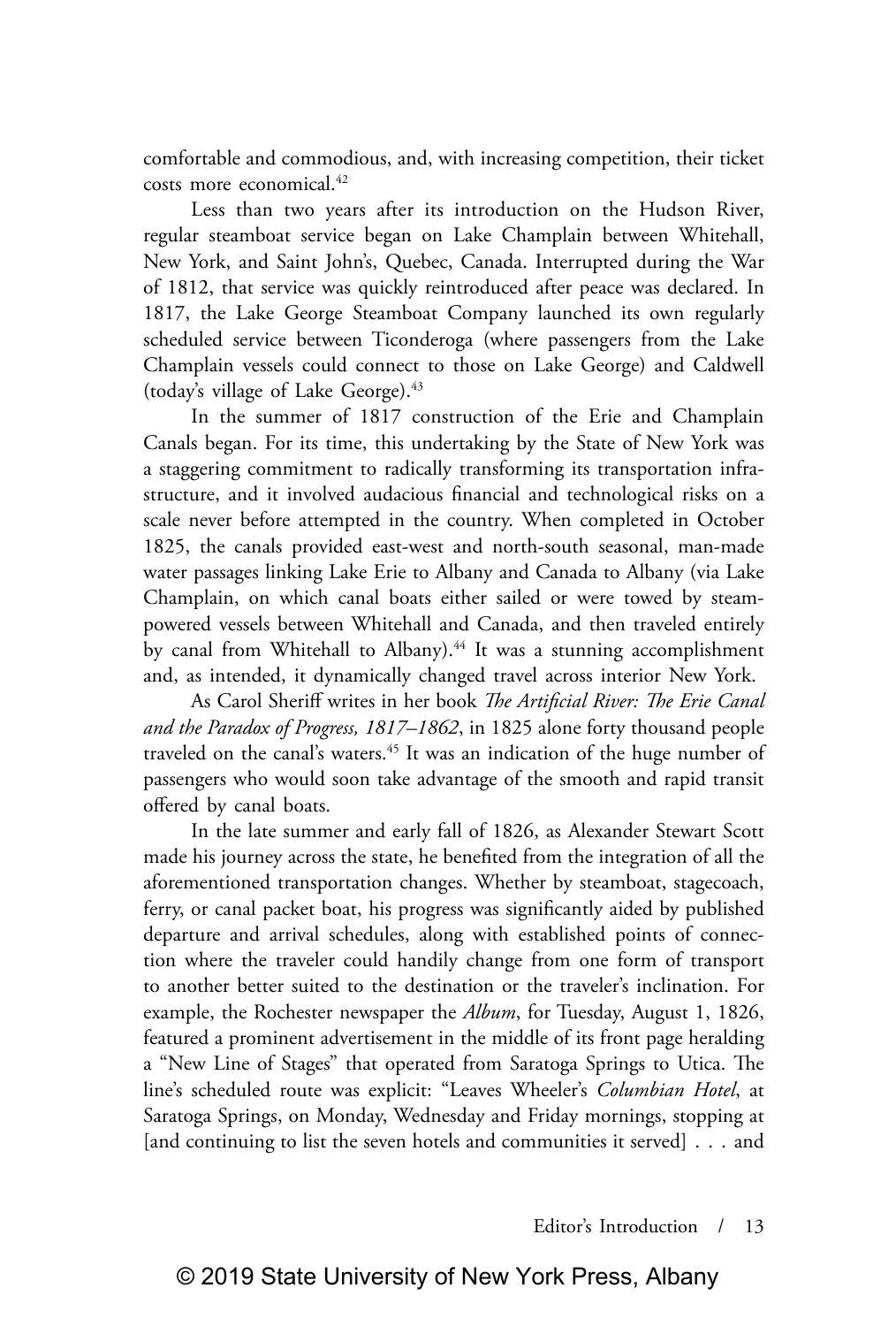comfortable and commodious, and, with increasing competition, their ticket costs more economical.[42]

Less than two years after its introduction on the Hudson River, regular steamboat service began on Lake Champlain between Whitehall, New York, and Saint John's, Quebec, Canada. Interrupted during the War of 1812, that service was quickly reintroduced after peace was declared. In 1817, the Lake George Steamboat Company launched its own regularly scheduled service between Ticonderoga (where passengers from the Lake Champlain vessels could connect to those on Lake George) and Caldwell (today's village of Lake George).[43]

In the summer of 1817 construction of the Erie and Champlain Canals began. For its time, this undertaking by the State of New York was a staggering commitment to radically transforming its transportation infrastructure, and it involved audacious financial and technological risks on a scale never before attempted in the country. When completed in October 1825, the canals provided east-west and north-south seasonal, man-made water passages linking Lake Erie to Albany and Canada to Albany (via Lake Champlain, on which canal boats either sailed or were towed by steam-powered vessels between Whitehall and Canada, and then traveled entirely by canal from Whitehall to Albany).[44] It was a stunning accomplishment and, as intended, it dynamically changed travel across interior New York.

As Carol Sheriff writes in her book *The Artificial River: The Erie Canal and the Paradox of Progress, 1817–1862*, in 1825 alone forty thousand people traveled on the canal's waters.[45] It was an indication of the huge number of passengers who would soon take advantage of the smooth and rapid transit offered by canal boats.

In the late summer and early fall of 1826, as Alexander Stewart Scott made his journey across the state, he benefited from the integration of all the aforementioned transportation changes. Whether by steamboat, stagecoach, ferry, or canal packet boat, his progress was significantly aided by published departure and arrival schedules, along with established points of connection where the traveler could handily change from one form of transport to another better suited to the destination or the traveler's inclination. For example, the Rochester newspaper the *Album*, for Tuesday, August 1, 1826, featured a prominent advertisement in the middle of its front page heralding a "New Line of Stages" that operated from Saratoga Springs to Utica. The line's scheduled route was explicit: "Leaves Wheeler's *Columbian Hotel*, at Saratoga Springs, on Monday, Wednesday and Friday mornings, stopping at [and continuing to list the seven hotels and communities it served] . . . and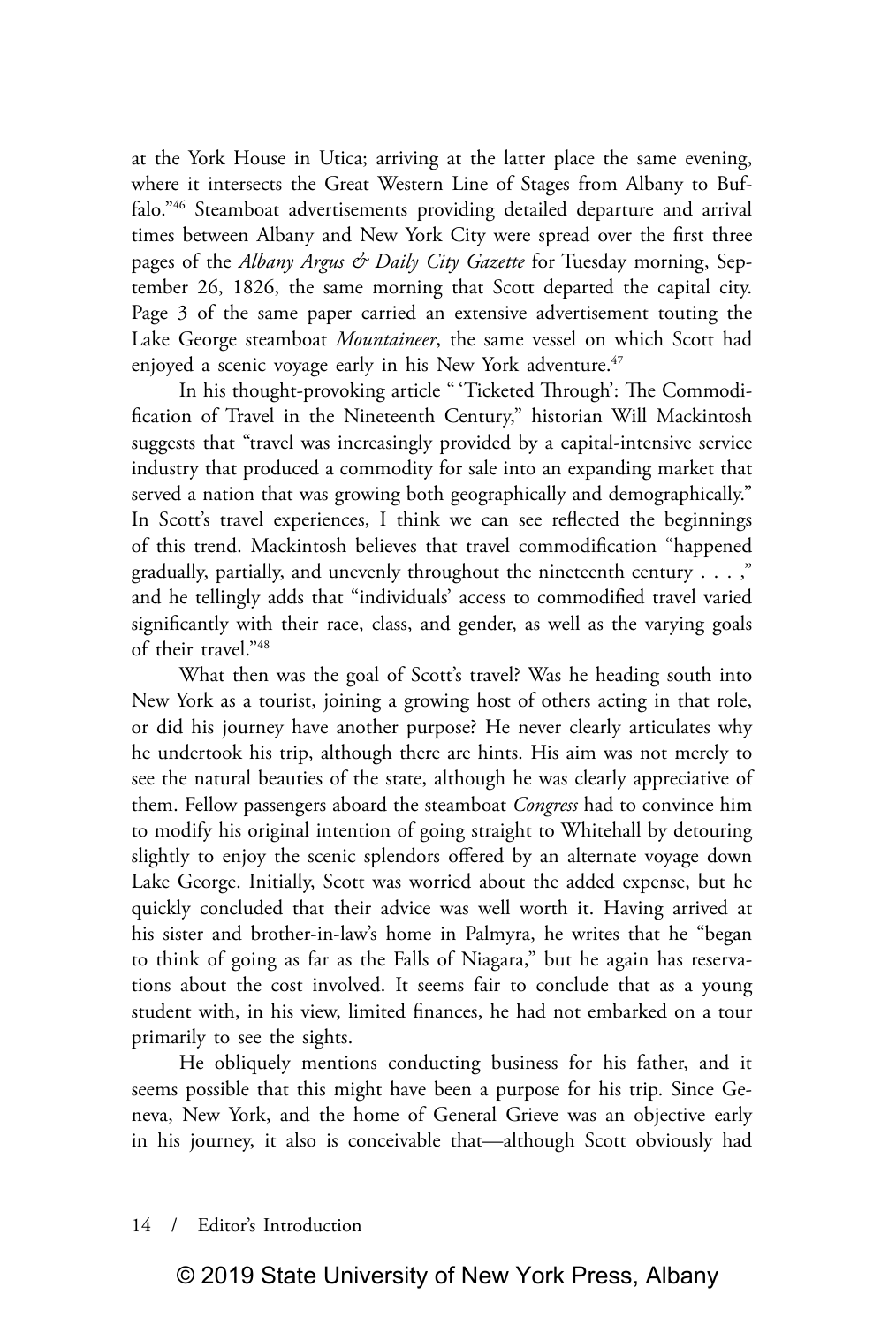at the York House in Utica; arriving at the latter place the same evening, where it intersects the Great Western Line of Stages from Albany to Buffalo."[46] Steamboat advertisements providing detailed departure and arrival times between Albany and New York City were spread over the first three pages of the *Albany Argus & Daily City Gazette* for Tuesday morning, September 26, 1826, the same morning that Scott departed the capital city. Page 3 of the same paper carried an extensive advertisement touting the Lake George steamboat *Mountaineer*, the same vessel on which Scott had enjoyed a scenic voyage early in his New York adventure.[47]

In his thought-provoking article " 'Ticketed Through': The Commodification of Travel in the Nineteenth Century," historian Will Mackintosh suggests that "travel was increasingly provided by a capital-intensive service industry that produced a commodity for sale into an expanding market that served a nation that was growing both geographically and demographically." In Scott's travel experiences, I think we can see reflected the beginnings of this trend. Mackintosh believes that travel commodification "happened gradually, partially, and unevenly throughout the nineteenth century . . . ," and he tellingly adds that "individuals' access to commodified travel varied significantly with their race, class, and gender, as well as the varying goals of their travel."[48]

What then was the goal of Scott's travel? Was he heading south into New York as a tourist, joining a growing host of others acting in that role, or did his journey have another purpose? He never clearly articulates why he undertook his trip, although there are hints. His aim was not merely to see the natural beauties of the state, although he was clearly appreciative of them. Fellow passengers aboard the steamboat *Congress* had to convince him to modify his original intention of going straight to Whitehall by detouring slightly to enjoy the scenic splendors offered by an alternate voyage down Lake George. Initially, Scott was worried about the added expense, but he quickly concluded that their advice was well worth it. Having arrived at his sister and brother-in-law's home in Palmyra, he writes that he "began to think of going as far as the Falls of Niagara," but he again has reservations about the cost involved. It seems fair to conclude that as a young student with, in his view, limited finances, he had not embarked on a tour primarily to see the sights.

He obliquely mentions conducting business for his father, and it seems possible that this might have been a purpose for his trip. Since Geneva, New York, and the home of General Grieve was an objective early in his journey, it also is conceivable that—although Scott obviously had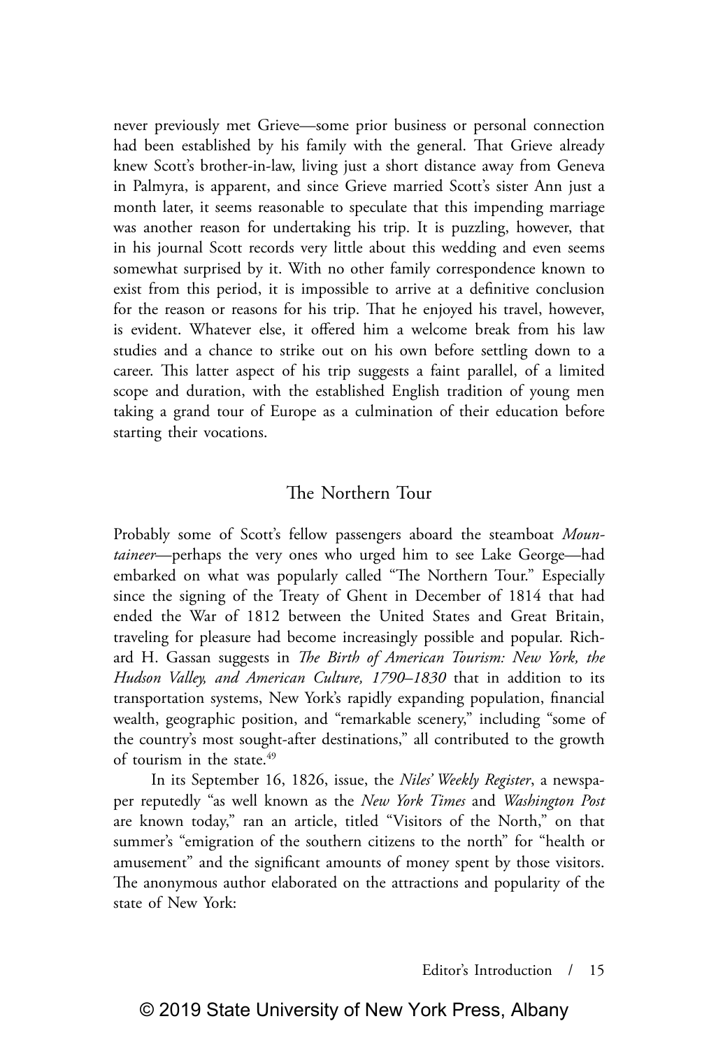never previously met Grieve—some prior business or personal connection had been established by his family with the general. That Grieve already knew Scott's brother-in-law, living just a short distance away from Geneva in Palmyra, is apparent, and since Grieve married Scott's sister Ann just a month later, it seems reasonable to speculate that this impending marriage was another reason for undertaking his trip. It is puzzling, however, that in his journal Scott records very little about this wedding and even seems somewhat surprised by it. With no other family correspondence known to exist from this period, it is impossible to arrive at a definitive conclusion for the reason or reasons for his trip. That he enjoyed his travel, however, is evident. Whatever else, it offered him a welcome break from his law studies and a chance to strike out on his own before settling down to a career. This latter aspect of his trip suggests a faint parallel, of a limited scope and duration, with the established English tradition of young men taking a grand tour of Europe as a culmination of their education before starting their vocations.

## The Northern Tour

Probably some of Scott's fellow passengers aboard the steamboat *Mountaineer*—perhaps the very ones who urged him to see Lake George—had embarked on what was popularly called "The Northern Tour." Especially since the signing of the Treaty of Ghent in December of 1814 that had ended the War of 1812 between the United States and Great Britain, traveling for pleasure had become increasingly possible and popular. Richard H. Gassan suggests in *The Birth of American Tourism: New York, the Hudson Valley, and American Culture, 1790–1830* that in addition to its transportation systems, New York's rapidly expanding population, financial wealth, geographic position, and "remarkable scenery," including "some of the country's most sought-after destinations," all contributed to the growth of tourism in the state.[49]

In its September 16, 1826, issue, the *Niles' Weekly Register*, a newspaper reputedly "as well known as the *New York Times* and *Washington Post* are known today," ran an article, titled "Visitors of the North," on that summer's "emigration of the southern citizens to the north" for "health or amusement" and the significant amounts of money spent by those visitors. The anonymous author elaborated on the attractions and popularity of the state of New York:

© 2019 State University of New York Press, Albany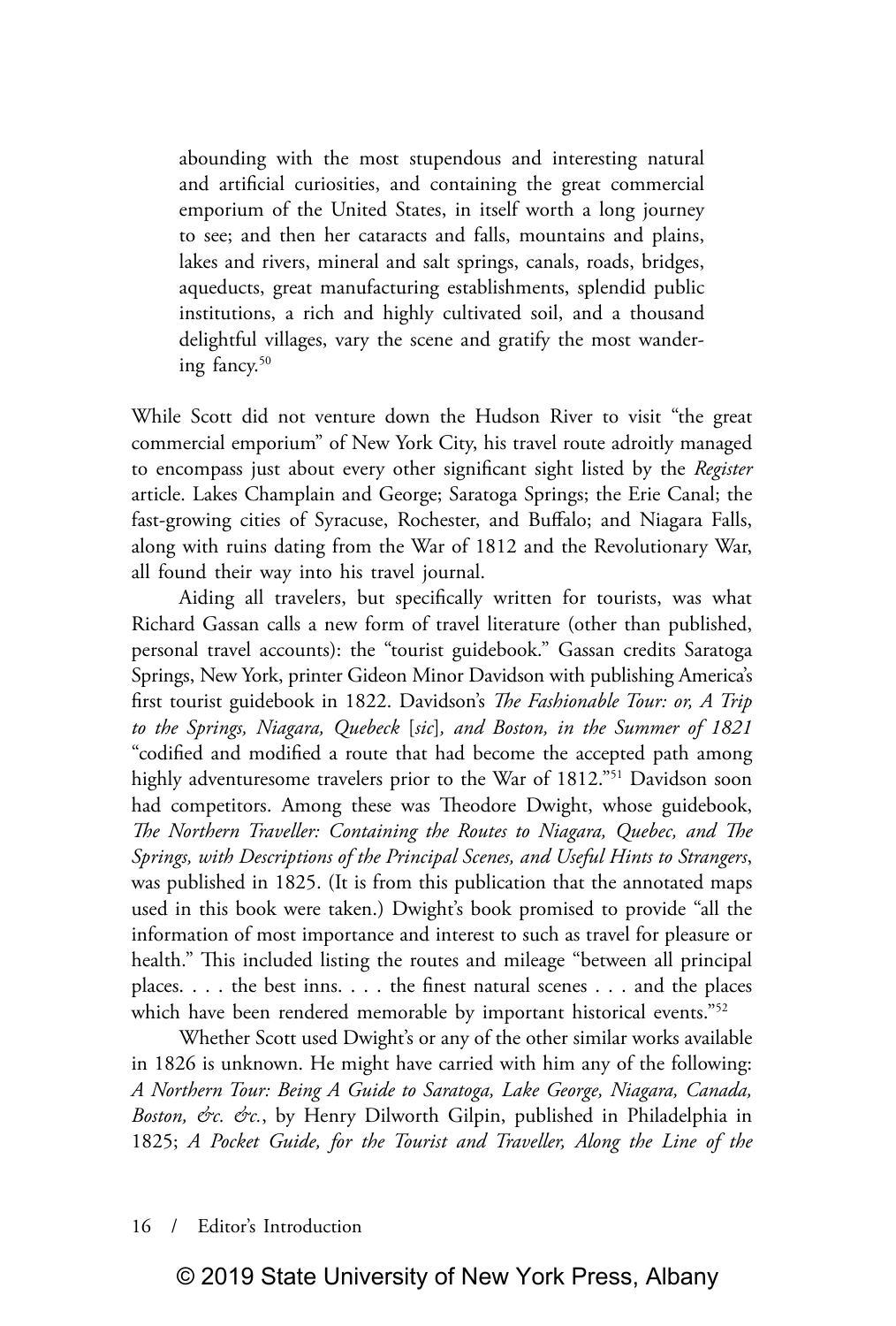> abounding with the most stupendous and interesting natural and artificial curiosities, and containing the great commercial emporium of the United States, in itself worth a long journey to see; and then her cataracts and falls, mountains and plains, lakes and rivers, mineral and salt springs, canals, roads, bridges, aqueducts, great manufacturing establishments, splendid public institutions, a rich and highly cultivated soil, and a thousand delightful villages, vary the scene and gratify the most wandering fancy.[50]

While Scott did not venture down the Hudson River to visit "the great commercial emporium" of New York City, his travel route adroitly managed to encompass just about every other significant sight listed by the *Register* article. Lakes Champlain and George; Saratoga Springs; the Erie Canal; the fast-growing cities of Syracuse, Rochester, and Buffalo; and Niagara Falls, along with ruins dating from the War of 1812 and the Revolutionary War, all found their way into his travel journal.

Aiding all travelers, but specifically written for tourists, was what Richard Gassan calls a new form of travel literature (other than published, personal travel accounts): the "tourist guidebook." Gassan credits Saratoga Springs, New York, printer Gideon Minor Davidson with publishing America's first tourist guidebook in 1822. Davidson's *The Fashionable Tour: or, A Trip to the Springs, Niagara, Quebeck* [*sic*], *and Boston, in the Summer of 1821* "codified and modified a route that had become the accepted path among highly adventuresome travelers prior to the War of 1812."[51] Davidson soon had competitors. Among these was Theodore Dwight, whose guidebook, *The Northern Traveller: Containing the Routes to Niagara, Quebec, and The Springs, with Descriptions of the Principal Scenes, and Useful Hints to Strangers*, was published in 1825. (It is from this publication that the annotated maps used in this book were taken.) Dwight's book promised to provide "all the information of most importance and interest to such as travel for pleasure or health." This included listing the routes and mileage "between all principal places. . . . the best inns. . . . the finest natural scenes . . . and the places which have been rendered memorable by important historical events."[52]

Whether Scott used Dwight's or any of the other similar works available in 1826 is unknown. He might have carried with him any of the following: *A Northern Tour: Being A Guide to Saratoga, Lake George, Niagara, Canada, Boston, &c. &c.*, by Henry Dilworth Gilpin, published in Philadelphia in 1825; *A Pocket Guide, for the Tourist and Traveller, Along the Line of the*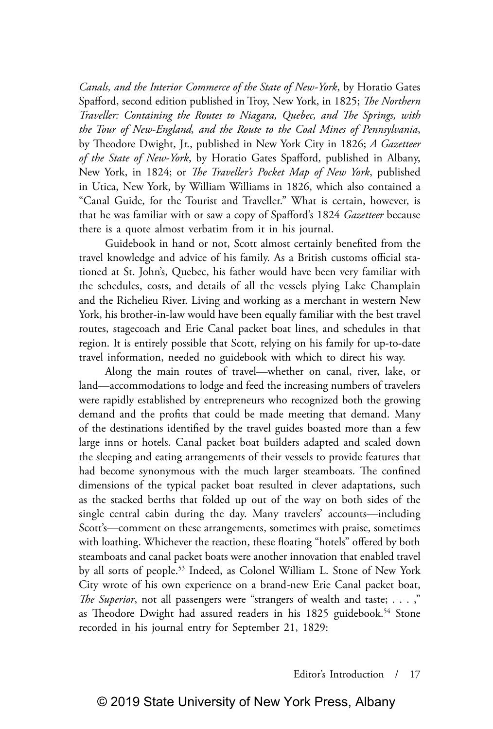*Canals, and the Interior Commerce of the State of New-York*, by Horatio Gates Spafford, second edition published in Troy, New York, in 1825; *The Northern Traveller: Containing the Routes to Niagara, Quebec, and The Springs, with the Tour of New-England, and the Route to the Coal Mines of Pennsylvania*, by Theodore Dwight, Jr., published in New York City in 1826; *A Gazetteer of the State of New-York*, by Horatio Gates Spafford, published in Albany, New York, in 1824; or *The Traveller's Pocket Map of New York*, published in Utica, New York, by William Williams in 1826, which also contained a "Canal Guide, for the Tourist and Traveller." What is certain, however, is that he was familiar with or saw a copy of Spafford's 1824 *Gazetteer* because there is a quote almost verbatim from it in his journal.

Guidebook in hand or not, Scott almost certainly benefited from the travel knowledge and advice of his family. As a British customs official stationed at St. John's, Quebec, his father would have been very familiar with the schedules, costs, and details of all the vessels plying Lake Champlain and the Richelieu River. Living and working as a merchant in western New York, his brother-in-law would have been equally familiar with the best travel routes, stagecoach and Erie Canal packet boat lines, and schedules in that region. It is entirely possible that Scott, relying on his family for up-to-date travel information, needed no guidebook with which to direct his way.

Along the main routes of travel—whether on canal, river, lake, or land—accommodations to lodge and feed the increasing numbers of travelers were rapidly established by entrepreneurs who recognized both the growing demand and the profits that could be made meeting that demand. Many of the destinations identified by the travel guides boasted more than a few large inns or hotels. Canal packet boat builders adapted and scaled down the sleeping and eating arrangements of their vessels to provide features that had become synonymous with the much larger steamboats. The confined dimensions of the typical packet boat resulted in clever adaptations, such as the stacked berths that folded up out of the way on both sides of the single central cabin during the day. Many travelers' accounts—including Scott's—comment on these arrangements, sometimes with praise, sometimes with loathing. Whichever the reaction, these floating "hotels" offered by both steamboats and canal packet boats were another innovation that enabled travel by all sorts of people.[53] Indeed, as Colonel William L. Stone of New York City wrote of his own experience on a brand-new Erie Canal packet boat, *The Superior*, not all passengers were "strangers of wealth and taste; . . . ," as Theodore Dwight had assured readers in his 1825 guidebook.[54] Stone recorded in his journal entry for September 21, 1829:

© 2019 State University of New York Press, Albany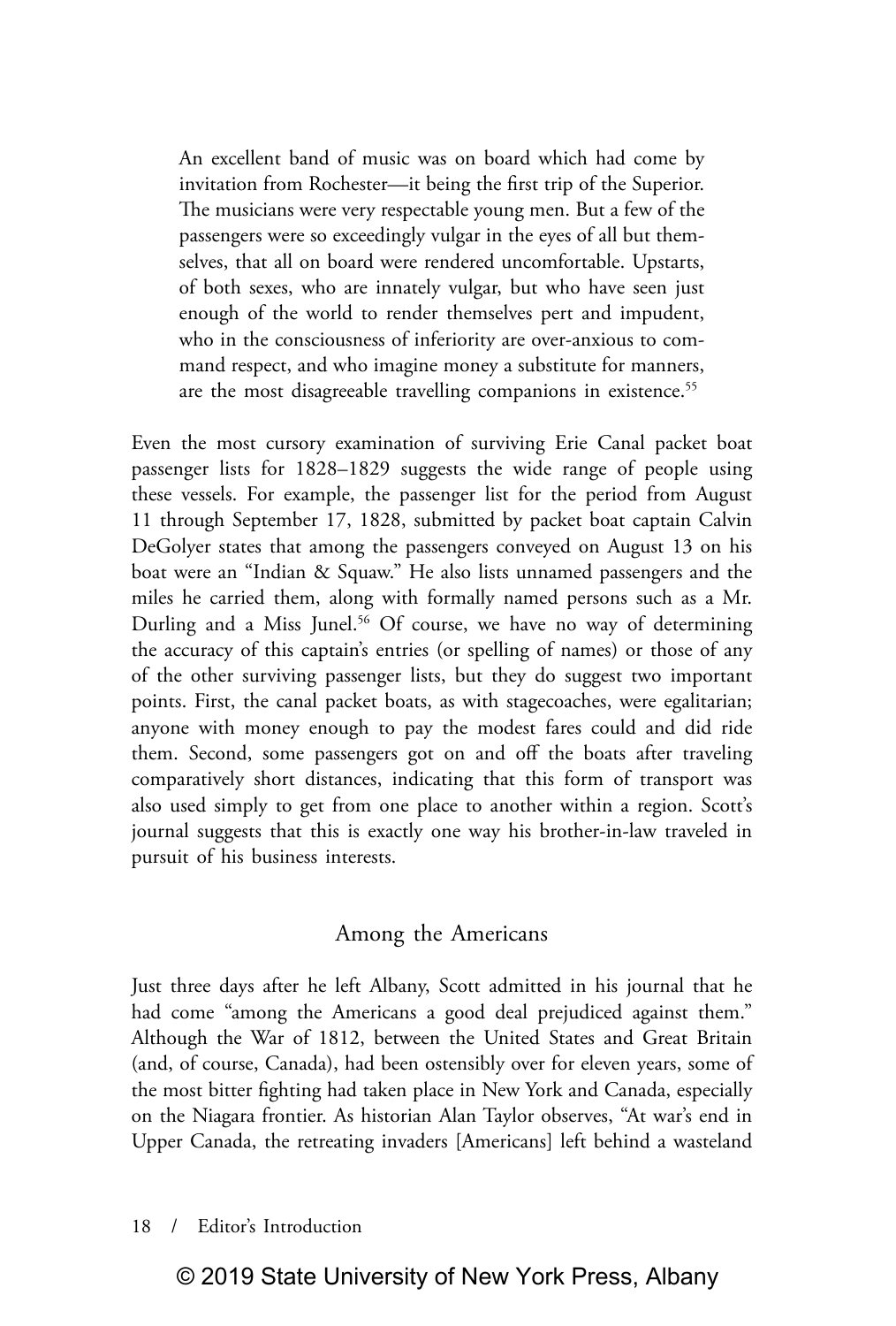> An excellent band of music was on board which had come by invitation from Rochester—it being the first trip of the Superior. The musicians were very respectable young men. But a few of the passengers were so exceedingly vulgar in the eyes of all but themselves, that all on board were rendered uncomfortable. Upstarts, of both sexes, who are innately vulgar, but who have seen just enough of the world to render themselves pert and impudent, who in the consciousness of inferiority are over-anxious to command respect, and who imagine money a substitute for manners, are the most disagreeable travelling companions in existence.[55]

Even the most cursory examination of surviving Erie Canal packet boat passenger lists for 1828–1829 suggests the wide range of people using these vessels. For example, the passenger list for the period from August 11 through September 17, 1828, submitted by packet boat captain Calvin DeGolyer states that among the passengers conveyed on August 13 on his boat were an "Indian & Squaw." He also lists unnamed passengers and the miles he carried them, along with formally named persons such as a Mr. Durling and a Miss Junel.[56] Of course, we have no way of determining the accuracy of this captain's entries (or spelling of names) or those of any of the other surviving passenger lists, but they do suggest two important points. First, the canal packet boats, as with stagecoaches, were egalitarian; anyone with money enough to pay the modest fares could and did ride them. Second, some passengers got on and off the boats after traveling comparatively short distances, indicating that this form of transport was also used simply to get from one place to another within a region. Scott's journal suggests that this is exactly one way his brother-in-law traveled in pursuit of his business interests.

## Among the Americans

Just three days after he left Albany, Scott admitted in his journal that he had come "among the Americans a good deal prejudiced against them." Although the War of 1812, between the United States and Great Britain (and, of course, Canada), had been ostensibly over for eleven years, some of the most bitter fighting had taken place in New York and Canada, especially on the Niagara frontier. As historian Alan Taylor observes, "At war's end in Upper Canada, the retreating invaders [Americans] left behind a wasteland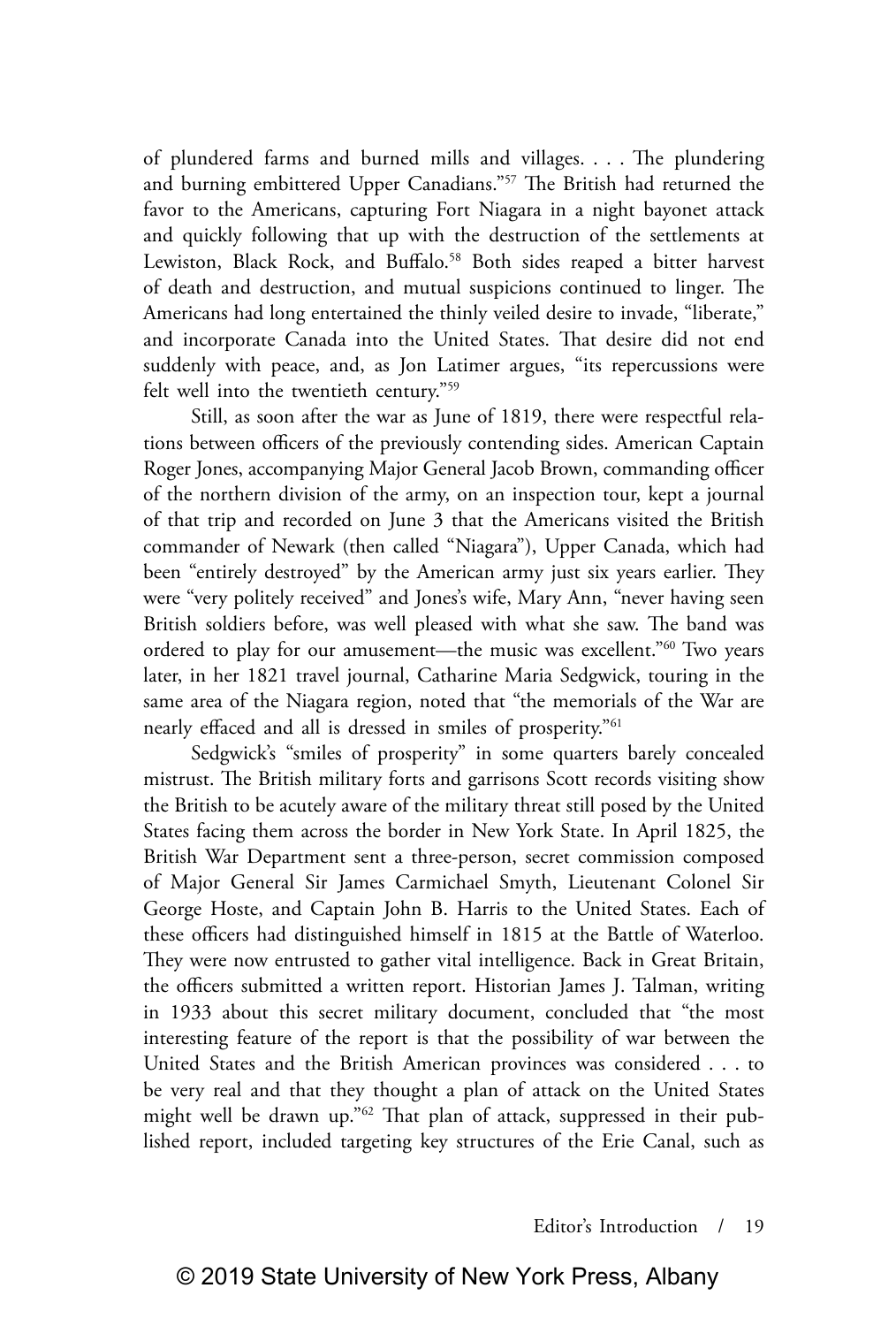of plundered farms and burned mills and villages. . . . The plundering and burning embittered Upper Canadians."[57] The British had returned the favor to the Americans, capturing Fort Niagara in a night bayonet attack and quickly following that up with the destruction of the settlements at Lewiston, Black Rock, and Buffalo.[58] Both sides reaped a bitter harvest of death and destruction, and mutual suspicions continued to linger. The Americans had long entertained the thinly veiled desire to invade, "liberate," and incorporate Canada into the United States. That desire did not end suddenly with peace, and, as Jon Latimer argues, "its repercussions were felt well into the twentieth century."[59]

Still, as soon after the war as June of 1819, there were respectful relations between officers of the previously contending sides. American Captain Roger Jones, accompanying Major General Jacob Brown, commanding officer of the northern division of the army, on an inspection tour, kept a journal of that trip and recorded on June 3 that the Americans visited the British commander of Newark (then called "Niagara"), Upper Canada, which had been "entirely destroyed" by the American army just six years earlier. They were "very politely received" and Jones's wife, Mary Ann, "never having seen British soldiers before, was well pleased with what she saw. The band was ordered to play for our amusement—the music was excellent."[60] Two years later, in her 1821 travel journal, Catharine Maria Sedgwick, touring in the same area of the Niagara region, noted that "the memorials of the War are nearly effaced and all is dressed in smiles of prosperity."[61]

Sedgwick's "smiles of prosperity" in some quarters barely concealed mistrust. The British military forts and garrisons Scott records visiting show the British to be acutely aware of the military threat still posed by the United States facing them across the border in New York State. In April 1825, the British War Department sent a three-person, secret commission composed of Major General Sir James Carmichael Smyth, Lieutenant Colonel Sir George Hoste, and Captain John B. Harris to the United States. Each of these officers had distinguished himself in 1815 at the Battle of Waterloo. They were now entrusted to gather vital intelligence. Back in Great Britain, the officers submitted a written report. Historian James J. Talman, writing in 1933 about this secret military document, concluded that "the most interesting feature of the report is that the possibility of war between the United States and the British American provinces was considered . . . to be very real and that they thought a plan of attack on the United States might well be drawn up."[62] That plan of attack, suppressed in their published report, included targeting key structures of the Erie Canal, such as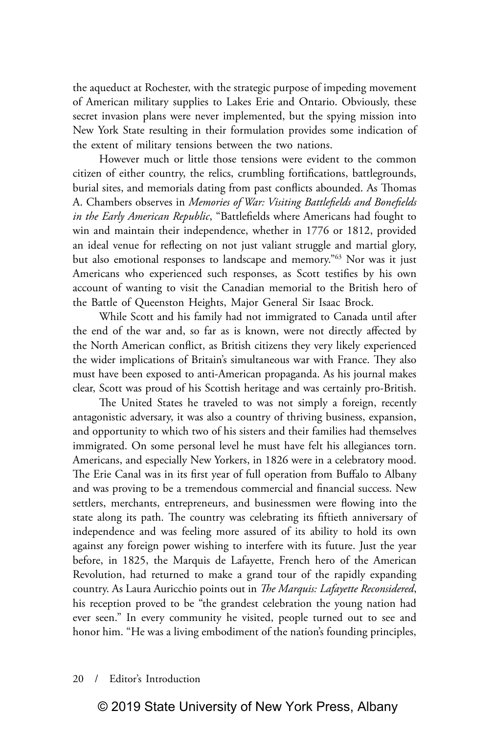the aqueduct at Rochester, with the strategic purpose of impeding movement of American military supplies to Lakes Erie and Ontario. Obviously, these secret invasion plans were never implemented, but the spying mission into New York State resulting in their formulation provides some indication of the extent of military tensions between the two nations.

However much or little those tensions were evident to the common citizen of either country, the relics, crumbling fortifications, battlegrounds, burial sites, and memorials dating from past conflicts abounded. As Thomas A. Chambers observes in *Memories of War: Visiting Battlefields and Bonefields in the Early American Republic*, "Battlefields where Americans had fought to win and maintain their independence, whether in 1776 or 1812, provided an ideal venue for reflecting on not just valiant struggle and martial glory, but also emotional responses to landscape and memory."[63] Nor was it just Americans who experienced such responses, as Scott testifies by his own account of wanting to visit the Canadian memorial to the British hero of the Battle of Queenston Heights, Major General Sir Isaac Brock.

While Scott and his family had not immigrated to Canada until after the end of the war and, so far as is known, were not directly affected by the North American conflict, as British citizens they very likely experienced the wider implications of Britain's simultaneous war with France. They also must have been exposed to anti-American propaganda. As his journal makes clear, Scott was proud of his Scottish heritage and was certainly pro-British.

The United States he traveled to was not simply a foreign, recently antagonistic adversary, it was also a country of thriving business, expansion, and opportunity to which two of his sisters and their families had themselves immigrated. On some personal level he must have felt his allegiances torn. Americans, and especially New Yorkers, in 1826 were in a celebratory mood. The Erie Canal was in its first year of full operation from Buffalo to Albany and was proving to be a tremendous commercial and financial success. New settlers, merchants, entrepreneurs, and businessmen were flowing into the state along its path. The country was celebrating its fiftieth anniversary of independence and was feeling more assured of its ability to hold its own against any foreign power wishing to interfere with its future. Just the year before, in 1825, the Marquis de Lafayette, French hero of the American Revolution, had returned to make a grand tour of the rapidly expanding country. As Laura Auricchio points out in *The Marquis: Lafayette Reconsidered*, his reception proved to be "the grandest celebration the young nation had ever seen." In every community he visited, people turned out to see and honor him. "He was a living embodiment of the nation's founding principles,

© 2019 State University of New York Press, Albany